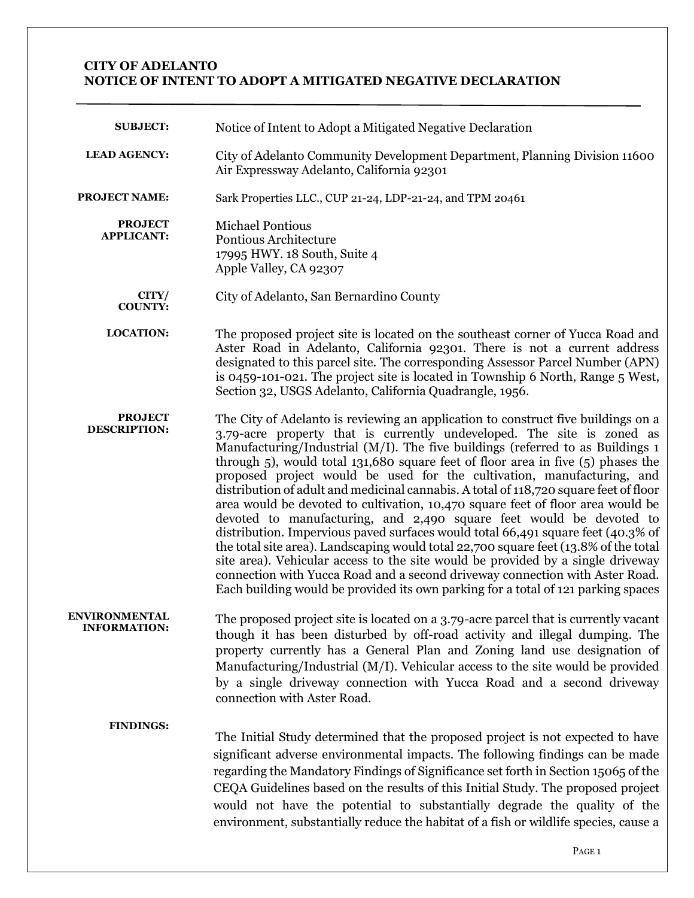**CITY OF ADELANTO**
**NOTICE OF INTENT TO ADOPT A MITIGATED NEGATIVE DECLARATION**

---

**SUBJECT:** Notice of Intent to Adopt a Mitigated Negative Declaration

**LEAD AGENCY:** City of Adelanto Community Development Department, Planning Division 11600 Air Expressway Adelanto, California 92301

**PROJECT NAME:** Sark Properties LLC., CUP 21-24, LDP-21-24, and TPM 20461

**PROJECT APPLICANT:** Michael Pontious
Pontious Architecture
17995 HWY. 18 South, Suite 4
Apple Valley, CA 92307

**CITY/ COUNTY:** City of Adelanto, San Bernardino County

**LOCATION:** The proposed project site is located on the southeast corner of Yucca Road and Aster Road in Adelanto, California 92301. There is not a current address designated to this parcel site. The corresponding Assessor Parcel Number (APN) is 0459-101-021. The project site is located in Township 6 North, Range 5 West, Section 32, USGS Adelanto, California Quadrangle, 1956.

**PROJECT DESCRIPTION:** The City of Adelanto is reviewing an application to construct five buildings on a 3.79-acre property that is currently undeveloped. The site is zoned as Manufacturing/Industrial (M/I). The five buildings (referred to as Buildings 1 through 5), would total 131,680 square feet of floor area in five (5) phases the proposed project would be used for the cultivation, manufacturing, and distribution of adult and medicinal cannabis. A total of 118,720 square feet of floor area would be devoted to cultivation, 10,470 square feet of floor area would be devoted to manufacturing, and 2,490 square feet would be devoted to distribution. Impervious paved surfaces would total 66,491 square feet (40.3% of the total site area). Landscaping would total 22,700 square feet (13.8% of the total site area). Vehicular access to the site would be provided by a single driveway connection with Yucca Road and a second driveway connection with Aster Road. Each building would be provided its own parking for a total of 121 parking spaces

**ENVIRONMENTAL INFORMATION:** The proposed project site is located on a 3.79-acre parcel that is currently vacant though it has been disturbed by off-road activity and illegal dumping. The property currently has a General Plan and Zoning land use designation of Manufacturing/Industrial (M/I). Vehicular access to the site would be provided by a single driveway connection with Yucca Road and a second driveway connection with Aster Road.

**FINDINGS:** The Initial Study determined that the proposed project is not expected to have significant adverse environmental impacts. The following findings can be made regarding the Mandatory Findings of Significance set forth in Section 15065 of the CEQA Guidelines based on the results of this Initial Study. The proposed project would not have the potential to substantially degrade the quality of the environment, substantially reduce the habitat of a fish or wildlife species, cause a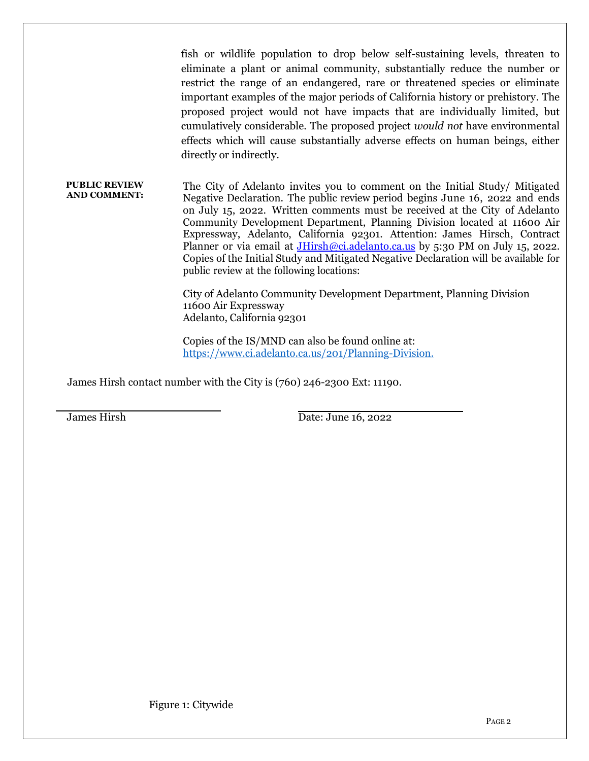fish or wildlife population to drop below self-sustaining levels, threaten to eliminate a plant or animal community, substantially reduce the number or restrict the range of an endangered, rare or threatened species or eliminate important examples of the major periods of California history or prehistory. The proposed project would not have impacts that are individually limited, but cumulatively considerable. The proposed project *would not* have environmental effects which will cause substantially adverse effects on human beings, either directly or indirectly.

**PUBLIC REVIEW AND COMMENT:** The City of Adelanto invites you to comment on the Initial Study/ Mitigated Negative Declaration. The public review period begins June 16, 2022 and ends on July 15, 2022. Written comments must be received at the City of Adelanto Community Development Department, Planning Division located at 11600 Air Expressway, Adelanto, California 92301. Attention: James Hirsch, Contract Planner or via email at JHirsh@ci.adelanto.ca.us by 5:30 PM on July 15, 2022. Copies of the Initial Study and Mitigated Negative Declaration will be available for public review at the following locations:

City of Adelanto Community Development Department, Planning Division
11600 Air Expressway
Adelanto, California 92301

Copies of the IS/MND can also be found online at:
https://www.ci.adelanto.ca.us/201/Planning-Division.

James Hirsh contact number with the City is (760) 246-2300 Ext: 11190.

James Hirsh

Date: June 16, 2022

Figure 1: Citywide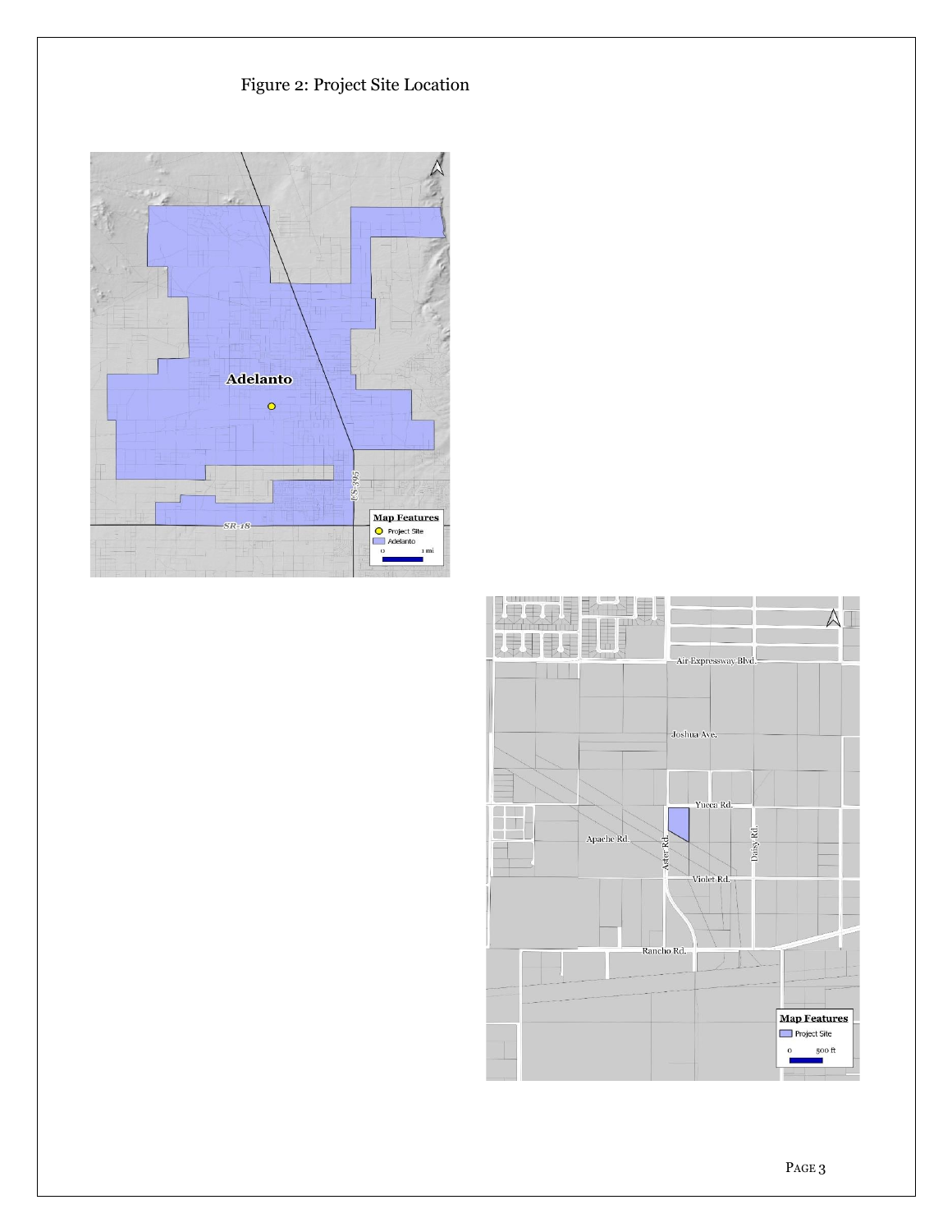Figure 2: Project Site Location

Adelanto

US-395

SR-18

Map Features

Project Site

Adelanto

0 1 mi

Air Expressway Blvd.

Joshua Ave.

Yucca Rd.

Apache Rd.

Aster Rd.

Daisy Rd.

Violet Rd.

Rancho Rd.

Map Features

Project Site

0 500 ft